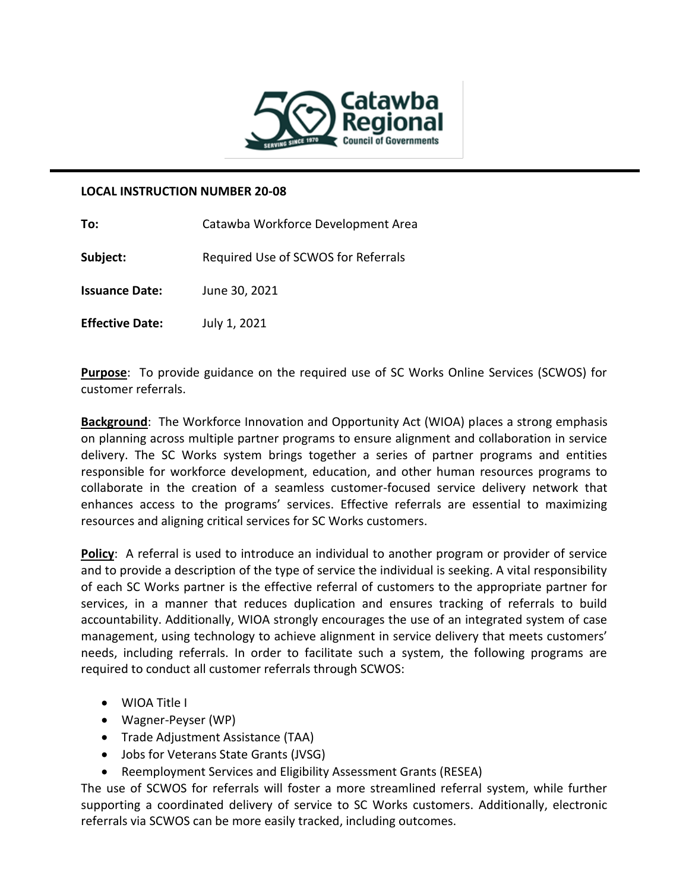**LOCAL INSTRUCTION NUMBER 20-08**

**To:** Catawba Workforce Development Area

**Subject:** Required Use of SCWOS for Referrals

**Issuance Date:** June 30, 2021

**Effective Date:** July 1, 2021

**Purpose**: To provide guidance on the required use of SC Works Online Services (SCWOS) for customer referrals.

**Background**: The Workforce Innovation and Opportunity Act (WIOA) places a strong emphasis on planning across multiple partner programs to ensure alignment and collaboration in service delivery. The SC Works system brings together a series of partner programs and entities responsible for workforce development, education, and other human resources programs to collaborate in the creation of a seamless customer-focused service delivery network that enhances access to the programs' services. Effective referrals are essential to maximizing resources and aligning critical services for SC Works customers.

**Policy**: A referral is used to introduce an individual to another program or provider of service and to provide a description of the type of service the individual is seeking. A vital responsibility of each SC Works partner is the effective referral of customers to the appropriate partner for services, in a manner that reduces duplication and ensures tracking of referrals to build accountability. Additionally, WIOA strongly encourages the use of an integrated system of case management, using technology to achieve alignment in service delivery that meets customers' needs, including referrals. In order to facilitate such a system, the following programs are required to conduct all customer referrals through SCWOS:

- WIOA Title I
- Wagner-Peyser (WP)
- Trade Adjustment Assistance (TAA)
- Jobs for Veterans State Grants (JVSG)
- Reemployment Services and Eligibility Assessment Grants (RESEA)

The use of SCWOS for referrals will foster a more streamlined referral system, while further supporting a coordinated delivery of service to SC Works customers. Additionally, electronic referrals via SCWOS can be more easily tracked, including outcomes.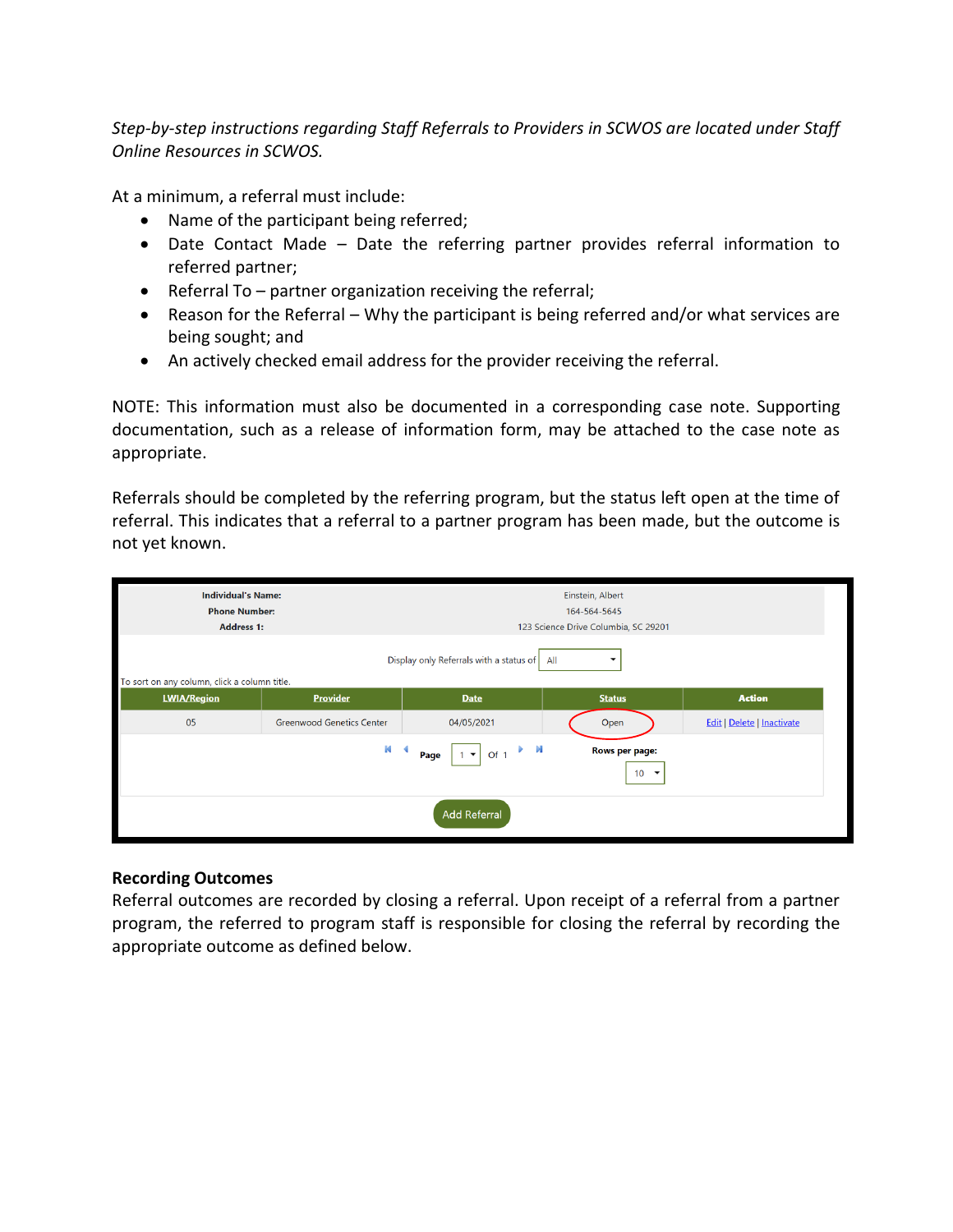*Step-by-step instructions regarding Staff Referrals to Providers in SCWOS are located under Staff Online Resources in SCWOS.*

At a minimum, a referral must include:

- Name of the participant being referred;
- Date Contact Made – Date the referring partner provides referral information to referred partner;
- Referral To – partner organization receiving the referral;
- Reason for the Referral – Why the participant is being referred and/or what services are being sought; and
- An actively checked email address for the provider receiving the referral.

NOTE: This information must also be documented in a corresponding case note. Supporting documentation, such as a release of information form, may be attached to the case note as appropriate.

Referrals should be completed by the referring program, but the status left open at the time of referral. This indicates that a referral to a partner program has been made, but the outcome is not yet known.

| | |
|---|---|
| **Individual's Name:** | Einstein, Albert |
| **Phone Number:** | 164-564-5645 |
| **Address 1:** | 123 Science Drive Columbia, SC 29201 |

Display only Referrals with a status of: All

To sort on any column, click a column title.

| LWIA/Region | Provider | Date | Status | Action |
|---|---|---|---|---|
| 05 | Greenwood Genetics Center | 04/05/2021 | Open | Edit \| Delete \| Inactivate |

Page 1 Of 1 — Rows per page: 10

Add Referral

## Recording Outcomes

Referral outcomes are recorded by closing a referral. Upon receipt of a referral from a partner program, the referred to program staff is responsible for closing the referral by recording the appropriate outcome as defined below.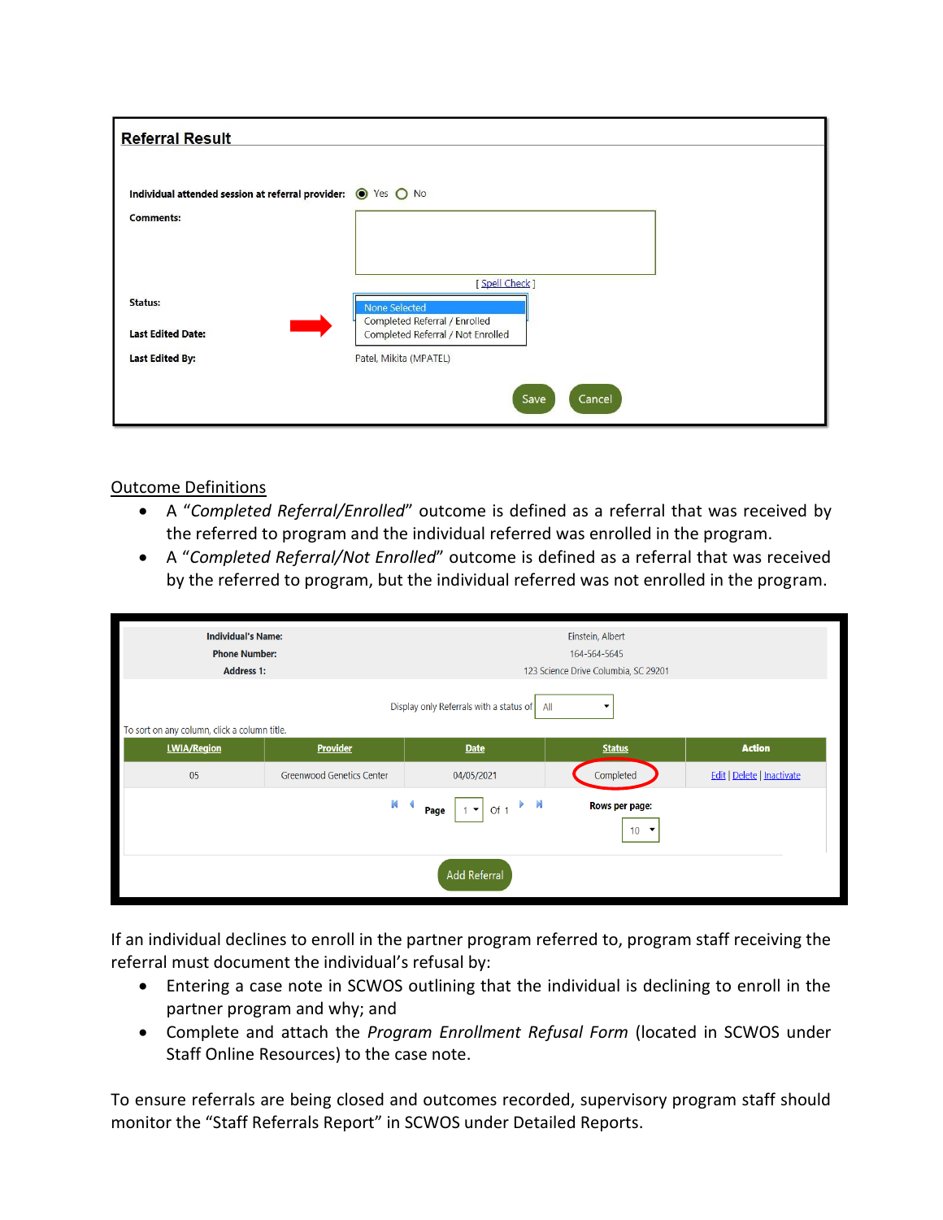**Referral Result**

Individual attended session at referral provider: ◉ Yes ○ No

Comments:

[ Spell Check ]

Status: None Selected / Completed Referral / Enrolled / Completed Referral / Not Enrolled

Last Edited Date:

Last Edited By: Patel, Mikita (MPATEL)

Save Cancel

<u>Outcome Definitions</u>

- A "*Completed Referral/Enrolled*" outcome is defined as a referral that was received by the referred to program and the individual referred was enrolled in the program.
- A "*Completed Referral/Not Enrolled*" outcome is defined as a referral that was received by the referred to program, but the individual referred was not enrolled in the program.

Individual's Name: Einstein, Albert
Phone Number: 164-564-5645
Address 1: 123 Science Drive Columbia, SC 29201

Display only Referrals with a status of All

To sort on any column, click a column title.

| LWIA/Region | Provider | Date | Status | Action |
|---|---|---|---|---|
| 05 | Greenwood Genetics Center | 04/05/2021 | Completed | Edit \| Delete \| Inactivate |

Page 1 Of 1 Rows per page: 10

Add Referral

If an individual declines to enroll in the partner program referred to, program staff receiving the referral must document the individual's refusal by:

- Entering a case note in SCWOS outlining that the individual is declining to enroll in the partner program and why; and
- Complete and attach the *Program Enrollment Refusal Form* (located in SCWOS under Staff Online Resources) to the case note.

To ensure referrals are being closed and outcomes recorded, supervisory program staff should monitor the "Staff Referrals Report" in SCWOS under Detailed Reports.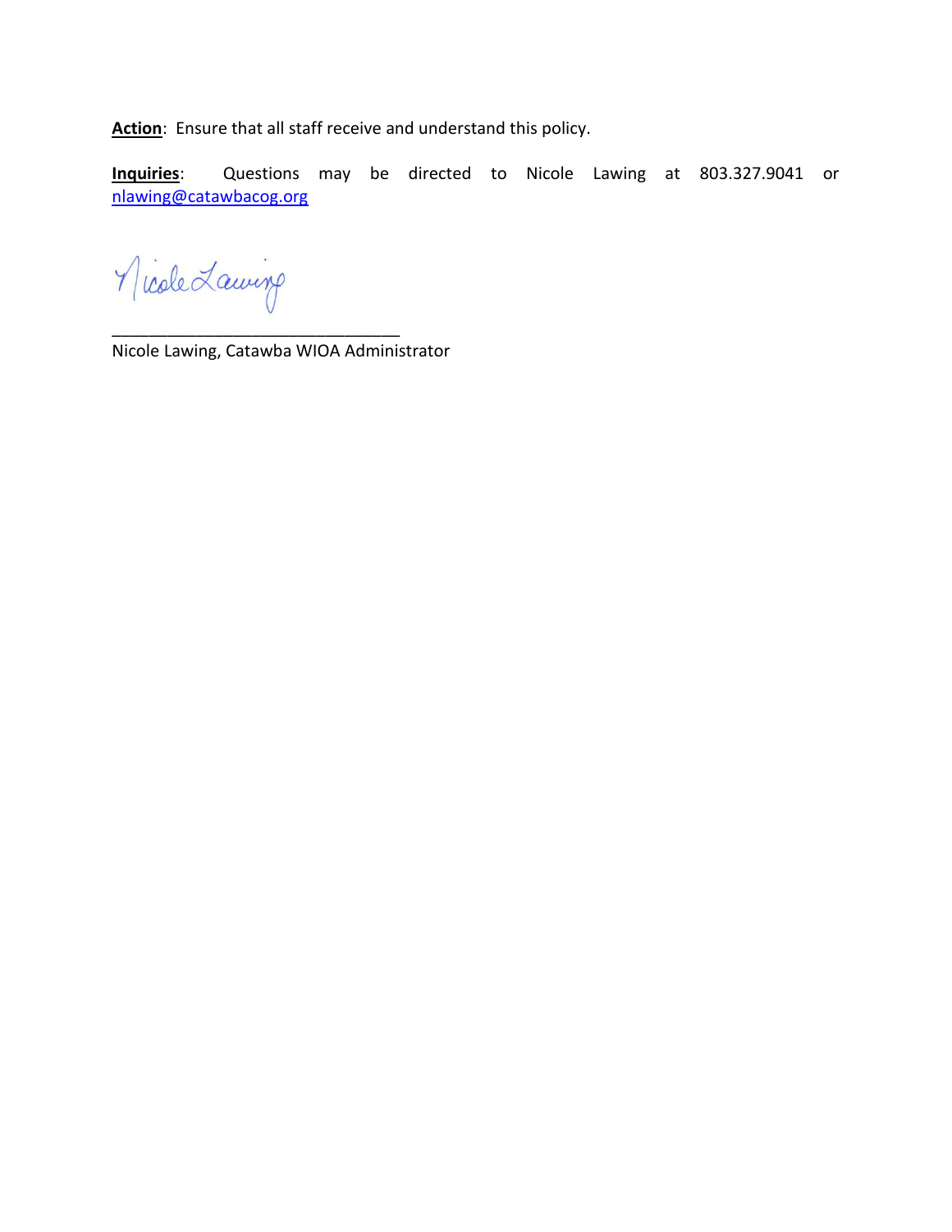**Action**: Ensure that all staff receive and understand this policy.

**Inquiries**: Questions may be directed to Nicole Lawing at 803.327.9041 or nlawing@catawbacog.org

_______________________________
Nicole Lawing, Catawba WIOA Administrator